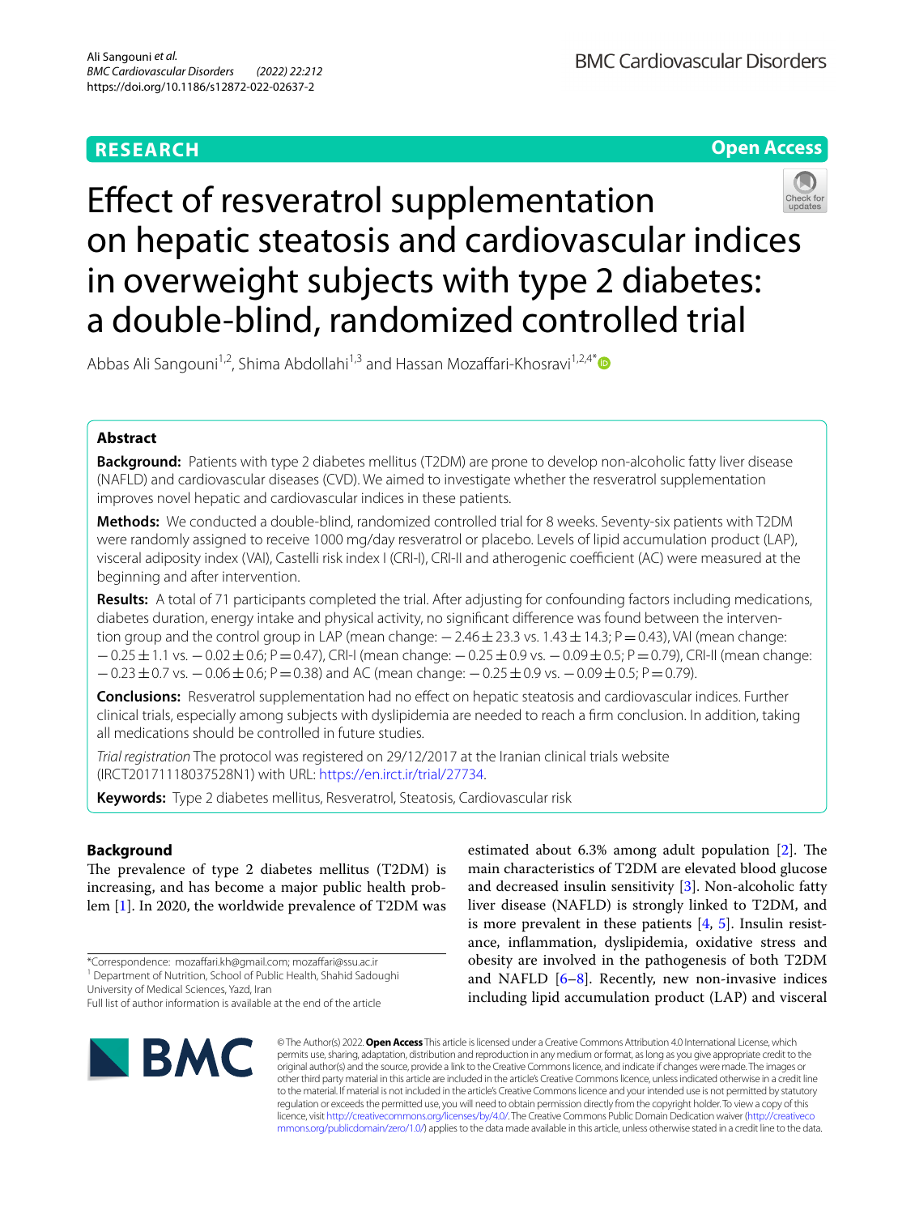RESEARCH

Open Access

# Effect of resveratrol supplementation on hepatic steatosis and cardiovascular indices in overweight subjects with type 2 diabetes: a double-blind, randomized controlled trial

Abbas Ali Sangouni[1,2], Shima Abdollahi[1,3] and Hassan Mozaffari-Khosravi[1,2,4*]

## Abstract

**Background:** Patients with type 2 diabetes mellitus (T2DM) are prone to develop non-alcoholic fatty liver disease (NAFLD) and cardiovascular diseases (CVD). We aimed to investigate whether the resveratrol supplementation improves novel hepatic and cardiovascular indices in these patients.

**Methods:** We conducted a double-blind, randomized controlled trial for 8 weeks. Seventy-six patients with T2DM were randomly assigned to receive 1000 mg/day resveratrol or placebo. Levels of lipid accumulation product (LAP), visceral adiposity index (VAI), Castelli risk index I (CRI-I), CRI-II and atherogenic coefficient (AC) were measured at the beginning and after intervention.

**Results:** A total of 71 participants completed the trial. After adjusting for confounding factors including medications, diabetes duration, energy intake and physical activity, no significant difference was found between the intervention group and the control group in LAP (mean change: $-2.46 \pm 23.3$ vs. $1.43 \pm 14.3$; $P = 0.43$), VAI (mean change: $-0.25 \pm 1.1$ vs. $-0.02 \pm 0.6$; $P = 0.47$), CRI-I (mean change: $-0.25 \pm 0.9$ vs. $-0.09 \pm 0.5$; $P = 0.79$), CRI-II (mean change: $-0.23 \pm 0.7$ vs. $-0.06 \pm 0.6$; $P = 0.38$) and AC (mean change: $-0.25 \pm 0.9$ vs. $-0.09 \pm 0.5$; $P = 0.79$).

**Conclusions:** Resveratrol supplementation had no effect on hepatic steatosis and cardiovascular indices. Further clinical trials, especially among subjects with dyslipidemia are needed to reach a firm conclusion. In addition, taking all medications should be controlled in future studies.

*Trial registration* The protocol was registered on 29/12/2017 at the Iranian clinical trials website (IRCT20171118037528N1) with URL: https://en.irct.ir/trial/27734.

**Keywords:** Type 2 diabetes mellitus, Resveratrol, Steatosis, Cardiovascular risk

## Background

The prevalence of type 2 diabetes mellitus (T2DM) is increasing, and has become a major public health problem [1]. In 2020, the worldwide prevalence of T2DM was estimated about 6.3% among adult population [2]. The main characteristics of T2DM are elevated blood glucose and decreased insulin sensitivity [3]. Non-alcoholic fatty liver disease (NAFLD) is strongly linked to T2DM, and is more prevalent in these patients [4, 5]. Insulin resistance, inflammation, dyslipidemia, oxidative stress and obesity are involved in the pathogenesis of both T2DM and NAFLD [6–8]. Recently, new non-invasive indices including lipid accumulation product (LAP) and visceral

*Correspondence: mozaffari.kh@gmail.com; mozaffari@ssu.ac.ir
[1] Department of Nutrition, School of Public Health, Shahid Sadoughi University of Medical Sciences, Yazd, Iran
Full list of author information is available at the end of the article

© The Author(s) 2022. **Open Access** This article is licensed under a Creative Commons Attribution 4.0 International License, which permits use, sharing, adaptation, distribution and reproduction in any medium or format, as long as you give appropriate credit to the original author(s) and the source, provide a link to the Creative Commons licence, and indicate if changes were made. The images or other third party material in this article are included in the article's Creative Commons licence, unless indicated otherwise in a credit line to the material. If material is not included in the article's Creative Commons licence and your intended use is not permitted by statutory regulation or exceeds the permitted use, you will need to obtain permission directly from the copyright holder. To view a copy of this licence, visit http://creativecommons.org/licenses/by/4.0/. The Creative Commons Public Domain Dedication waiver (http://creativecommons.org/publicdomain/zero/1.0/) applies to the data made available in this article, unless otherwise stated in a credit line to the data.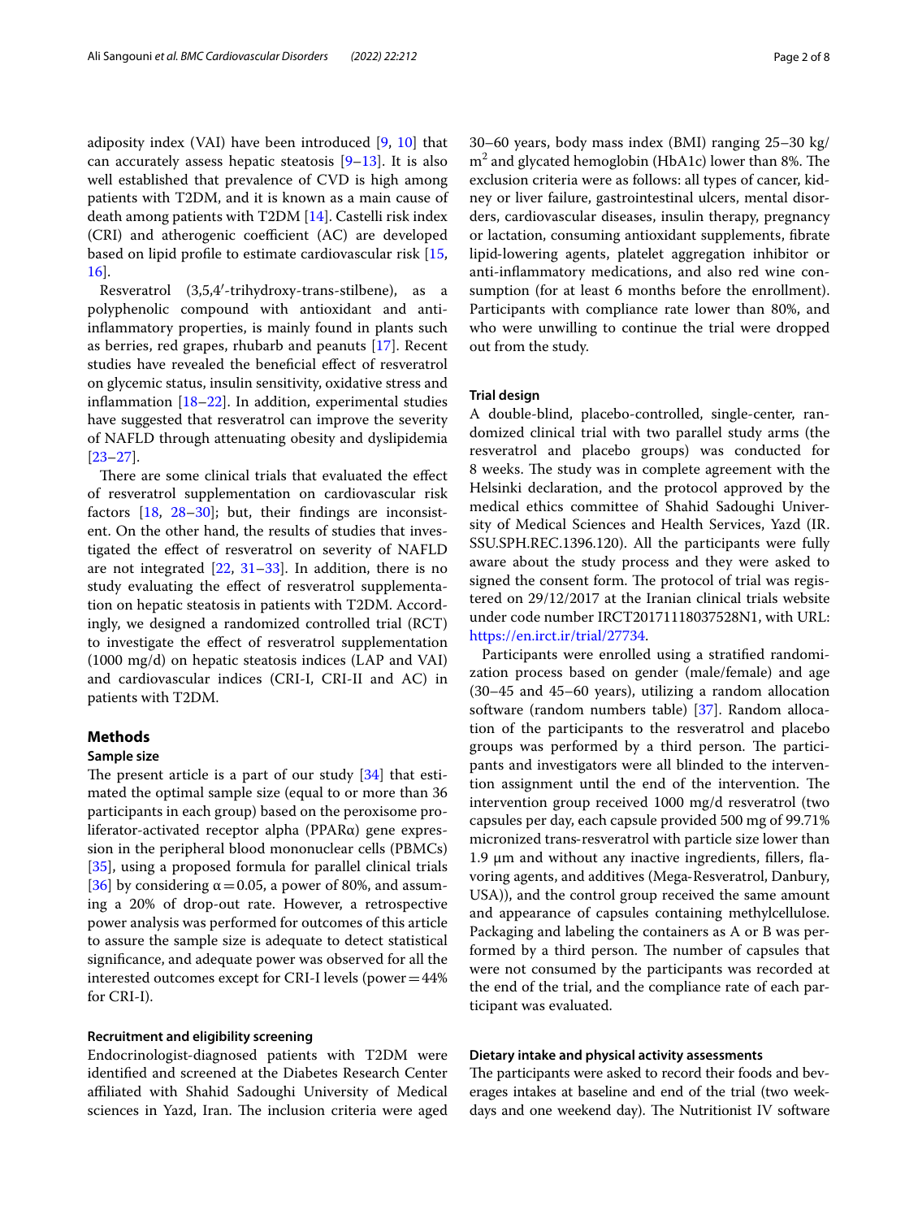adiposity index (VAI) have been introduced [9, 10] that can accurately assess hepatic steatosis [9–13]. It is also well established that prevalence of CVD is high among patients with T2DM, and it is known as a main cause of death among patients with T2DM [14]. Castelli risk index (CRI) and atherogenic coefficient (AC) are developed based on lipid profile to estimate cardiovascular risk [15, 16].

Resveratrol (3,5,4′-trihydroxy-trans-stilbene), as a polyphenolic compound with antioxidant and anti-inflammatory properties, is mainly found in plants such as berries, red grapes, rhubarb and peanuts [17]. Recent studies have revealed the beneficial effect of resveratrol on glycemic status, insulin sensitivity, oxidative stress and inflammation [18–22]. In addition, experimental studies have suggested that resveratrol can improve the severity of NAFLD through attenuating obesity and dyslipidemia [23–27].

There are some clinical trials that evaluated the effect of resveratrol supplementation on cardiovascular risk factors [18, 28–30]; but, their findings are inconsistent. On the other hand, the results of studies that investigated the effect of resveratrol on severity of NAFLD are not integrated [22, 31–33]. In addition, there is no study evaluating the effect of resveratrol supplementation on hepatic steatosis in patients with T2DM. Accordingly, we designed a randomized controlled trial (RCT) to investigate the effect of resveratrol supplementation (1000 mg/d) on hepatic steatosis indices (LAP and VAI) and cardiovascular indices (CRI-I, CRI-II and AC) in patients with T2DM.

## Methods

### Sample size

The present article is a part of our study [34] that estimated the optimal sample size (equal to or more than 36 participants in each group) based on the peroxisome proliferator-activated receptor alpha (PPARα) gene expression in the peripheral blood mononuclear cells (PBMCs) [35], using a proposed formula for parallel clinical trials [36] by considering $\alpha = 0.05$, a power of 80%, and assuming a 20% of drop-out rate. However, a retrospective power analysis was performed for outcomes of this article to assure the sample size is adequate to detect statistical significance, and adequate power was observed for all the interested outcomes except for CRI-I levels (power = 44% for CRI-I).

### Recruitment and eligibility screening

Endocrinologist-diagnosed patients with T2DM were identified and screened at the Diabetes Research Center affiliated with Shahid Sadoughi University of Medical sciences in Yazd, Iran. The inclusion criteria were aged 30–60 years, body mass index (BMI) ranging 25–30 kg/m$^2$ and glycated hemoglobin (HbA1c) lower than 8%. The exclusion criteria were as follows: all types of cancer, kidney or liver failure, gastrointestinal ulcers, mental disorders, cardiovascular diseases, insulin therapy, pregnancy or lactation, consuming antioxidant supplements, fibrate lipid-lowering agents, platelet aggregation inhibitor or anti-inflammatory medications, and also red wine consumption (for at least 6 months before the enrollment). Participants with compliance rate lower than 80%, and who were unwilling to continue the trial were dropped out from the study.

### Trial design

A double-blind, placebo-controlled, single-center, randomized clinical trial with two parallel study arms (the resveratrol and placebo groups) was conducted for 8 weeks. The study was in complete agreement with the Helsinki declaration, and the protocol approved by the medical ethics committee of Shahid Sadoughi University of Medical Sciences and Health Services, Yazd (IR.SSU.SPH.REC.1396.120). All the participants were fully aware about the study process and they were asked to signed the consent form. The protocol of trial was registered on 29/12/2017 at the Iranian clinical trials website under code number IRCT20171118037528N1, with URL: https://en.irct.ir/trial/27734.

Participants were enrolled using a stratified randomization process based on gender (male/female) and age (30–45 and 45–60 years), utilizing a random allocation software (random numbers table) [37]. Random allocation of the participants to the resveratrol and placebo groups was performed by a third person. The participants and investigators were all blinded to the intervention assignment until the end of the intervention. The intervention group received 1000 mg/d resveratrol (two capsules per day, each capsule provided 500 mg of 99.71% micronized trans-resveratrol with particle size lower than 1.9 µm and without any inactive ingredients, fillers, flavoring agents, and additives (Mega-Resveratrol, Danbury, USA)), and the control group received the same amount and appearance of capsules containing methylcellulose. Packaging and labeling the containers as A or B was performed by a third person. The number of capsules that were not consumed by the participants was recorded at the end of the trial, and the compliance rate of each participant was evaluated.

### Dietary intake and physical activity assessments

The participants were asked to record their foods and beverages intakes at baseline and end of the trial (two weekdays and one weekend day). The Nutritionist IV software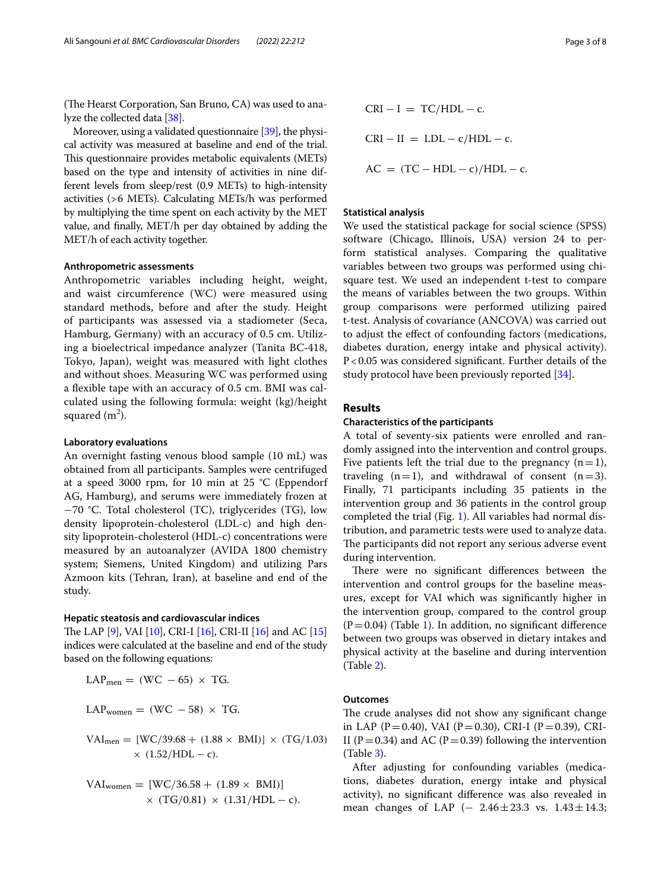(The Hearst Corporation, San Bruno, CA) was used to analyze the collected data [38].

Moreover, using a validated questionnaire [39], the physical activity was measured at baseline and end of the trial. This questionnaire provides metabolic equivalents (METs) based on the type and intensity of activities in nine different levels from sleep/rest (0.9 METs) to high-intensity activities (>6 METs). Calculating METs/h was performed by multiplying the time spent on each activity by the MET value, and finally, MET/h per day obtained by adding the MET/h of each activity together.

### Anthropometric assessments

Anthropometric variables including height, weight, and waist circumference (WC) were measured using standard methods, before and after the study. Height of participants was assessed via a stadiometer (Seca, Hamburg, Germany) with an accuracy of 0.5 cm. Utilizing a bioelectrical impedance analyzer (Tanita BC-418, Tokyo, Japan), weight was measured with light clothes and without shoes. Measuring WC was performed using a flexible tape with an accuracy of 0.5 cm. BMI was calculated using the following formula: weight (kg)/height squared ($m^2$).

### Laboratory evaluations

An overnight fasting venous blood sample (10 mL) was obtained from all participants. Samples were centrifuged at a speed 3000 rpm, for 10 min at 25 °C (Eppendorf AG, Hamburg), and serums were immediately frozen at −70 °C. Total cholesterol (TC), triglycerides (TG), low density lipoprotein-cholesterol (LDL-c) and high density lipoprotein-cholesterol (HDL-c) concentrations were measured by an autoanalyzer (AVIDA 1800 chemistry system; Siemens, United Kingdom) and utilizing Pars Azmoon kits (Tehran, Iran), at baseline and end of the study.

### Hepatic steatosis and cardiovascular indices

The LAP [9], VAI [10], CRI-I [16], CRI-II [16] and AC [15] indices were calculated at the baseline and end of the study based on the following equations:

$$LAP_{men} = (WC - 65) \times TG.$$

$$LAP_{women} = (WC - 58) \times TG.$$

$$VAI_{men} = [WC/39.68 + (1.88 \times BMI)] \times (TG/1.03) \times (1.52/HDL - c).$$

$$VAI_{women} = [WC/36.58 + (1.89 \times BMI)] \times (TG/0.81) \times (1.31/HDL - c).$$

$$CRI - I = TC/HDL - c.$$

$$CRI - II = LDL - c/HDL - c.$$

$$AC = (TC - HDL - c)/HDL - c.$$

### Statistical analysis

We used the statistical package for social science (SPSS) software (Chicago, Illinois, USA) version 24 to perform statistical analyses. Comparing the qualitative variables between two groups was performed using chi-square test. We used an independent t-test to compare the means of variables between the two groups. Within group comparisons were performed utilizing paired t-test. Analysis of covariance (ANCOVA) was carried out to adjust the effect of confounding factors (medications, diabetes duration, energy intake and physical activity). $P<0.05$ was considered significant. Further details of the study protocol have been previously reported [34].

## Results

### Characteristics of the participants

A total of seventy-six patients were enrolled and randomly assigned into the intervention and control groups. Five patients left the trial due to the pregnancy ($n=1$), traveling ($n=1$), and withdrawal of consent ($n=3$). Finally, 71 participants including 35 patients in the intervention group and 36 patients in the control group completed the trial (Fig. 1). All variables had normal distribution, and parametric tests were used to analyze data. The participants did not report any serious adverse event during intervention.

There were no significant differences between the intervention and control groups for the baseline measures, except for VAI which was significantly higher in the intervention group, compared to the control group ($P=0.04$) (Table 1). In addition, no significant difference between two groups was observed in dietary intakes and physical activity at the baseline and during intervention (Table 2).

### Outcomes

The crude analyses did not show any significant change in LAP ($P=0.40$), VAI ($P=0.30$), CRI-I ($P=0.39$), CRI-II ($P=0.34$) and AC ($P=0.39$) following the intervention (Table 3).

After adjusting for confounding variables (medications, diabetes duration, energy intake and physical activity), no significant difference was also revealed in mean changes of LAP ($-2.46\pm23.3$ vs. $1.43\pm14.3$;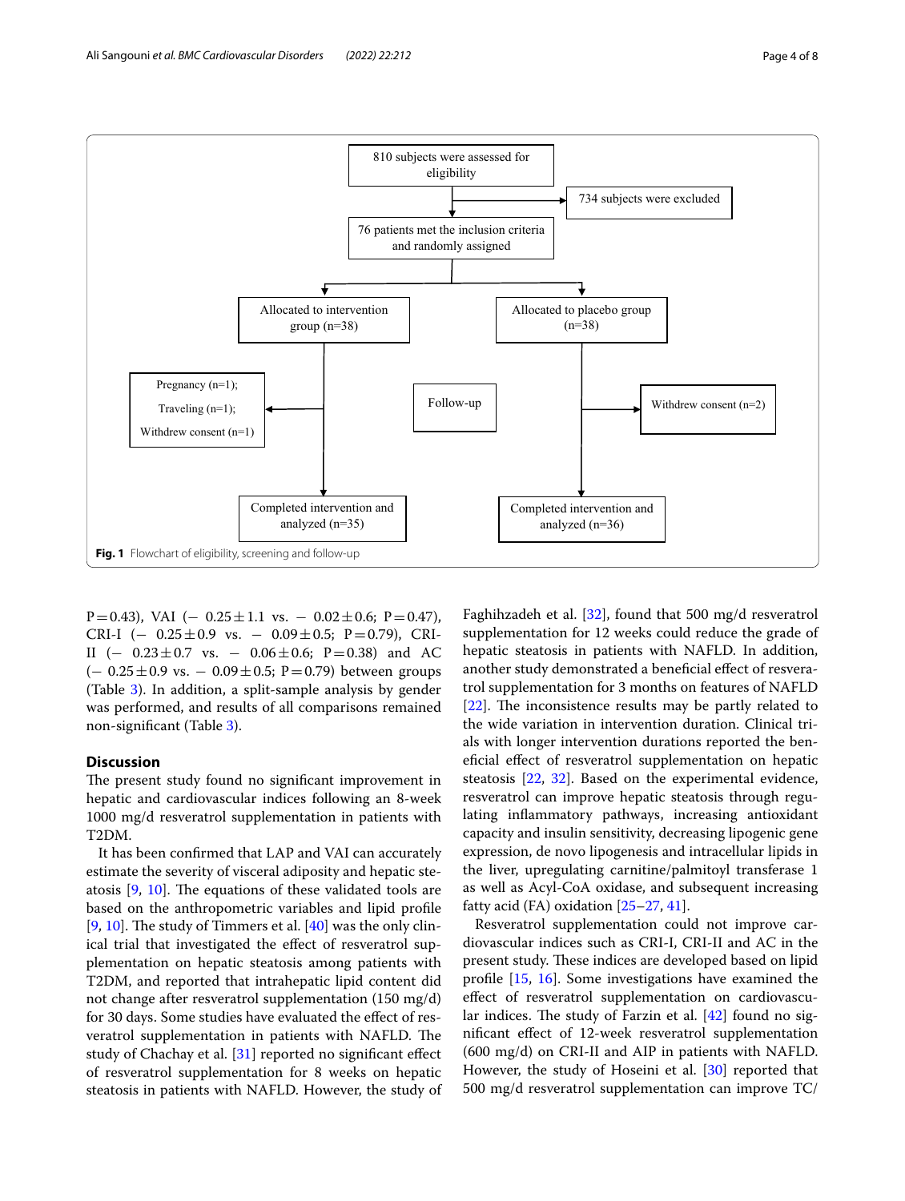810 subjects were assessed for eligibility

734 subjects were excluded

76 patients met the inclusion criteria and randomly assigned

Allocated to intervention group (n=38)

Allocated to placebo group (n=38)

Follow-up

Pregnancy (n=1); Traveling (n=1); Withdrew consent (n=1)

Withdrew consent (n=2)

Completed intervention and analyzed (n=35)

Completed intervention and analyzed (n=36)

**Fig. 1** Flowchart of eligibility, screening and follow-up

P = 0.43), VAI (− 0.25 ± 1.1 vs. − 0.02 ± 0.6; P = 0.47), CRI-I (− 0.25 ± 0.9 vs. − 0.09 ± 0.5; P = 0.79), CRI-II (− 0.23 ± 0.7 vs. − 0.06 ± 0.6; P = 0.38) and AC (− 0.25 ± 0.9 vs. − 0.09 ± 0.5; P = 0.79) between groups (Table 3). In addition, a split-sample analysis by gender was performed, and results of all comparisons remained non-significant (Table 3).

## Discussion

The present study found no significant improvement in hepatic and cardiovascular indices following an 8-week 1000 mg/d resveratrol supplementation in patients with T2DM.

It has been confirmed that LAP and VAI can accurately estimate the severity of visceral adiposity and hepatic steatosis [9, 10]. The equations of these validated tools are based on the anthropometric variables and lipid profile [9, 10]. The study of Timmers et al. [40] was the only clinical trial that investigated the effect of resveratrol supplementation on hepatic steatosis among patients with T2DM, and reported that intrahepatic lipid content did not change after resveratrol supplementation (150 mg/d) for 30 days. Some studies have evaluated the effect of resveratrol supplementation in patients with NAFLD. The study of Chachay et al. [31] reported no significant effect of resveratrol supplementation for 8 weeks on hepatic steatosis in patients with NAFLD. However, the study of Faghihzadeh et al. [32], found that 500 mg/d resveratrol supplementation for 12 weeks could reduce the grade of hepatic steatosis in patients with NAFLD. In addition, another study demonstrated a beneficial effect of resveratrol supplementation for 3 months on features of NAFLD [22]. The inconsistence results may be partly related to the wide variation in intervention duration. Clinical trials with longer intervention durations reported the beneficial effect of resveratrol supplementation on hepatic steatosis [22, 32]. Based on the experimental evidence, resveratrol can improve hepatic steatosis through regulating inflammatory pathways, increasing antioxidant capacity and insulin sensitivity, decreasing lipogenic gene expression, de novo lipogenesis and intracellular lipids in the liver, upregulating carnitine/palmitoyl transferase 1 as well as Acyl-CoA oxidase, and subsequent increasing fatty acid (FA) oxidation [25–27, 41].

Resveratrol supplementation could not improve cardiovascular indices such as CRI-I, CRI-II and AC in the present study. These indices are developed based on lipid profile [15, 16]. Some investigations have examined the effect of resveratrol supplementation on cardiovascular indices. The study of Farzin et al. [42] found no significant effect of 12-week resveratrol supplementation (600 mg/d) on CRI-II and AIP in patients with NAFLD. However, the study of Hoseini et al. [30] reported that 500 mg/d resveratrol supplementation can improve TC/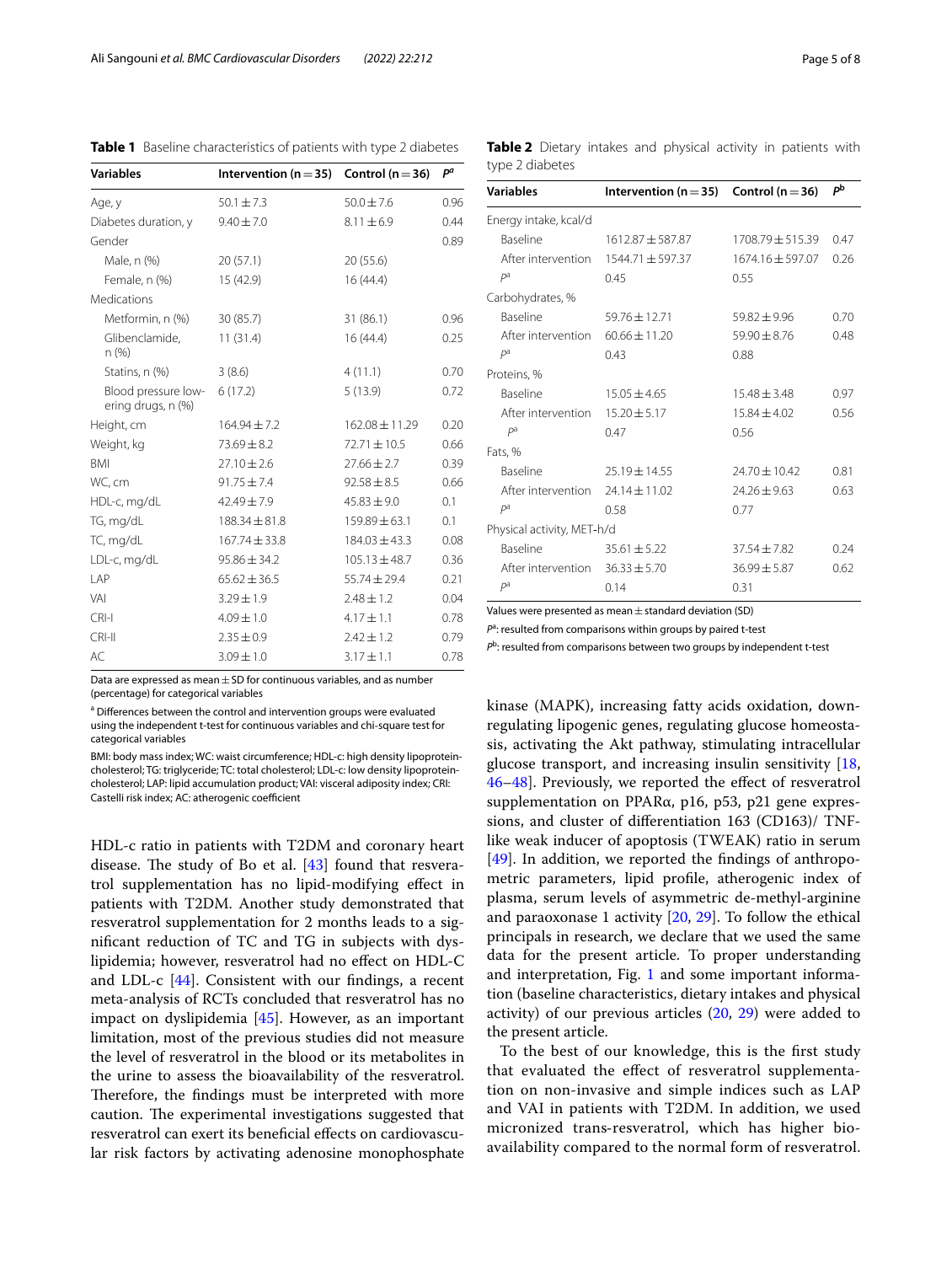**Table 1** Baseline characteristics of patients with type 2 diabetes

| Variables | Intervention (n = 35) | Control (n = 36) | $P^a$ |
|---|---|---|---|
| Age, y | 50.1 ± 7.3 | 50.0 ± 7.6 | 0.96 |
| Diabetes duration, y | 9.40 ± 7.0 | 8.11 ± 6.9 | 0.44 |
| Gender | | | 0.89 |
| Male, n (%) | 20 (57.1) | 20 (55.6) | |
| Female, n (%) | 15 (42.9) | 16 (44.4) | |
| Medications | | | |
| Metformin, n (%) | 30 (85.7) | 31 (86.1) | 0.96 |
| Glibenclamide, n (%) | 11 (31.4) | 16 (44.4) | 0.25 |
| Statins, n (%) | 3 (8.6) | 4 (11.1) | 0.70 |
| Blood pressure lowering drugs, n (%) | 6 (17.2) | 5 (13.9) | 0.72 |
| Height, cm | 164.94 ± 7.2 | 162.08 ± 11.29 | 0.20 |
| Weight, kg | 73.69 ± 8.2 | 72.71 ± 10.5 | 0.66 |
| BMI | 27.10 ± 2.6 | 27.66 ± 2.7 | 0.39 |
| WC, cm | 91.75 ± 7.4 | 92.58 ± 8.5 | 0.66 |
| HDL-c, mg/dL | 42.49 ± 7.9 | 45.83 ± 9.0 | 0.1 |
| TG, mg/dL | 188.34 ± 81.8 | 159.89 ± 63.1 | 0.1 |
| TC, mg/dL | 167.74 ± 33.8 | 184.03 ± 43.3 | 0.08 |
| LDL-c, mg/dL | 95.86 ± 34.2 | 105.13 ± 48.7 | 0.36 |
| LAP | 65.62 ± 36.5 | 55.74 ± 29.4 | 0.21 |
| VAI | 3.29 ± 1.9 | 2.48 ± 1.2 | 0.04 |
| CRI-I | 4.09 ± 1.0 | 4.17 ± 1.1 | 0.78 |
| CRI-II | 2.35 ± 0.9 | 2.42 ± 1.2 | 0.79 |
| AC | 3.09 ± 1.0 | 3.17 ± 1.1 | 0.78 |

Data are expressed as mean ± SD for continuous variables, and as number (percentage) for categorical variables

[a] Differences between the control and intervention groups were evaluated using the independent t-test for continuous variables and chi-square test for categorical variables

BMI: body mass index; WC: waist circumference; HDL-c: high density lipoprotein-cholesterol; TG: triglyceride; TC: total cholesterol; LDL-c: low density lipoprotein-cholesterol; LAP: lipid accumulation product; VAI: visceral adiposity index; CRI: Castelli risk index; AC: atherogenic coefficient

**Table 2** Dietary intakes and physical activity in patients with type 2 diabetes

| Variables | Intervention (n = 35) | Control (n = 36) | $P^b$ |
|---|---|---|---|
| Energy intake, kcal/d | | | |
| Baseline | 1612.87 ± 587.87 | 1708.79 ± 515.39 | 0.47 |
| After intervention | 1544.71 ± 597.37 | 1674.16 ± 597.07 | 0.26 |
| $P^a$ | 0.45 | 0.55 | |
| Carbohydrates, % | | | |
| Baseline | 59.76 ± 12.71 | 59.82 ± 9.96 | 0.70 |
| After intervention | 60.66 ± 11.20 | 59.90 ± 8.76 | 0.48 |
| $P^a$ | 0.43 | 0.88 | |
| Proteins, % | | | |
| Baseline | 15.05 ± 4.65 | 15.48 ± 3.48 | 0.97 |
| After intervention | 15.20 ± 5.17 | 15.84 ± 4.02 | 0.56 |
| $P^a$ | 0.47 | 0.56 | |
| Fats, % | | | |
| Baseline | 25.19 ± 14.55 | 24.70 ± 10.42 | 0.81 |
| After intervention | 24.14 ± 11.02 | 24.26 ± 9.63 | 0.63 |
| $P^a$ | 0.58 | 0.77 | |
| Physical activity, MET-h/d | | | |
| Baseline | 35.61 ± 5.22 | 37.54 ± 7.82 | 0.24 |
| After intervention | 36.33 ± 5.70 | 36.99 ± 5.87 | 0.62 |
| $P^a$ | 0.14 | 0.31 | |

Values were presented as mean ± standard deviation (SD)

$P^a$: resulted from comparisons within groups by paired t-test

$P^b$: resulted from comparisons between two groups by independent t-test

HDL-c ratio in patients with T2DM and coronary heart disease. The study of Bo et al. [43] found that resveratrol supplementation has no lipid-modifying effect in patients with T2DM. Another study demonstrated that resveratrol supplementation for 2 months leads to a significant reduction of TC and TG in subjects with dyslipidemia; however, resveratrol had no effect on HDL-C and LDL-c [44]. Consistent with our findings, a recent meta-analysis of RCTs concluded that resveratrol has no impact on dyslipidemia [45]. However, as an important limitation, most of the previous studies did not measure the level of resveratrol in the blood or its metabolites in the urine to assess the bioavailability of the resveratrol. Therefore, the findings must be interpreted with more caution. The experimental investigations suggested that resveratrol can exert its beneficial effects on cardiovascular risk factors by activating adenosine monophosphate kinase (MAPK), increasing fatty acids oxidation, downregulating lipogenic genes, regulating glucose homeostasis, activating the Akt pathway, stimulating intracellular glucose transport, and increasing insulin sensitivity [18, 46–48]. Previously, we reported the effect of resveratrol supplementation on PPARα, p16, p53, p21 gene expressions, and cluster of differentiation 163 (CD163)/ TNF-like weak inducer of apoptosis (TWEAK) ratio in serum [49]. In addition, we reported the findings of anthropometric parameters, lipid profile, atherogenic index of plasma, serum levels of asymmetric de-methyl-arginine and paraoxonase 1 activity [20, 29]. To follow the ethical principals in research, we declare that we used the same data for the present article. To proper understanding and interpretation, Fig. 1 and some important information (baseline characteristics, dietary intakes and physical activity) of our previous articles (20, 29) were added to the present article.

To the best of our knowledge, this is the first study that evaluated the effect of resveratrol supplementation on non-invasive and simple indices such as LAP and VAI in patients with T2DM. In addition, we used micronized trans-resveratrol, which has higher bioavailability compared to the normal form of resveratrol.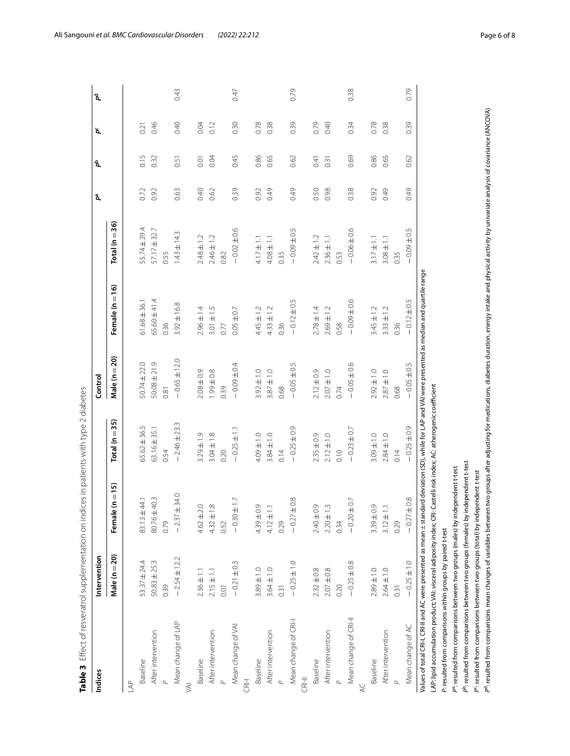**Table 3** Effect of resveratrol supplementation on indices in patients with type 2 diabetes

| Indices | Intervention | | | Control | | | $P^a$ | $P^b$ | $P^c$ | $P^d$ |
|---|---|---|---|---|---|---|---|---|---|---|
| | Male (n = 20) | Female (n = 15) | Total (n = 35) | Male (n = 20) | Female (n = 16) | Total (n = 36) | | | | |
| LAP | | | | | | | | | | |
| Baseline | 53.37 ± 24.4 | 83.13 ± 44.1 | 65.62 ± 36.5 | 50.74 ± 22.0 | 61.68 ± 36.1 | 55.74 ± 29.4 | 0.72 | 0.15 | 0.21 | |
| After intervention | 50.83 ± 25.3 | 80.76 ± 40.3 | 63.16 ± 35.1 | 50.08 ± 21.9 | 65.60 ± 41.4 | 57.17 ± 32.7 | 0.92 | 0.32 | 0.46 | |
| *P* | 0.39 | 0.79 | 0.54 | 0.81 | 0.36 | 0.55 | | | | |
| Mean change of LAP | −2.54 ± 12.2 | −2.37 ± 34.0 | −2.46 ± 23.3 | −0.65 ± 12.0 | 3.92 ± 16.8 | 1.43 ± 14.3 | 0.63 | 0.51 | 0.40 | 0.43 |
| VAI | | | | | | | | | | |
| Baseline | 2.36 ± 1.1 | 4.62 ± 2.0 | 3.29 ± 1.9 | 2.08 ± 0.9 | 2.96 ± 1.4 | 2.48 ± 1.2 | 0.40 | 0.01 | 0.04 | |
| After intervention | 2.15 ± 1.1 | 4.32 ± 1.8 | 3.04 ± 1.8 | 1.99 ± 0.8 | 3.01 ± 1.5 | 2.46 ± 1.2 | 0.62 | 0.04 | 0.12 | |
| *P* | 0.01 | 0.52 | 0.20 | 0.39 | 0.77 | 0.82 | | | | |
| Mean change of VAI | −0.21 ± 0.3 | −0.30 ± 1.7 | −0.25 ± 1.1 | −0.09 ± 0.4 | 0.05 ± 0.7 | −0.02 ± 0.6 | 0.39 | 0.45 | 0.30 | 0.47 |
| CRI-I | | | | | | | | | | |
| Baseline | 3.89 ± 1.0 | 4.39 ± 0.9 | 4.09 ± 1.0 | 3.92 ± 1.0 | 4.45 ± 1.2 | 4.17 ± 1.1 | 0.92 | 0.86 | 0.78 | |
| After intervention | 3.64 ± 1.0 | 4.12 ± 1.1 | 3.84 ± 1.0 | 3.87 ± 1.0 | 4.33 ± 1.2 | 4.08 ± 1.1 | 0.49 | 0.65 | 0.38 | |
| *P* | 0.31 | 0.29 | 0.14 | 0.68 | 0.36 | 0.35 | | | | |
| Mean change of CRI-I | −0.25 ± 1.0 | −0.27 ± 0.8 | −0.25 ± 0.9 | −0.05 ± 0.5 | −0.12 ± 0.5 | −0.09 ± 0.5 | 0.49 | 0.62 | 0.39 | 0.79 |
| CRI-II | | | | | | | | | | |
| Baseline | 2.32 ± 0.8 | 2.40 ± 0.9 | 2.35 ± 0.9 | 2.12 ± 0.9 | 2.78 ± 1.4 | 2.42 ± 1.2 | 0.50 | 0.41 | 0.79 | |
| After intervention | 2.07 ± 0.8 | 2.20 ± 1.3 | 2.12 ± 1.0 | 2.07 ± 1.0 | 2.69 ± 1.2 | 2.36 ± 1.1 | 0.98 | 0.31 | 0.40 | |
| *P* | 0.20 | 0.34 | 0.10 | 0.74 | 0.58 | 0.53 | | | | |
| Mean change of CRI-II | −0.25 ± 0.8 | −0.20 ± 0.7 | −0.23 ± 0.7 | −0.05 ± 0.6 | −0.09 ± 0.6 | −0.06 ± 0.6 | 0.38 | 0.69 | 0.34 | 0.38 |
| AC | | | | | | | | | | |
| Baseline | 2.89 ± 1.0 | 3.39 ± 0.9 | 3.09 ± 1.0 | 2.92 ± 1.0 | 3.45 ± 1.2 | 3.17 ± 1.1 | 0.92 | 0.86 | 0.78 | |
| After intervention | 2.64 ± 1.0 | 3.12 ± 1.1 | 2.84 ± 1.0 | 2.87 ± 1.0 | 3.33 ± 1.2 | 3.08 ± 1.1 | 0.49 | 0.65 | 0.38 | |
| *P* | 0.31 | 0.29 | 0.14 | 0.68 | 0.36 | 0.35 | | | | |
| Mean change of AC | −0.25 ± 1.0 | −0.27 ± 0.8 | −0.25 ± 0.9 | −0.05 ± 0.5 | −0.12 ± 0.5 | −0.09 ± 0.5 | 0.49 | 0.62 | 0.39 | 0.79 |

Values of total CRI-I, CRI-II and AC were presented as mean ± standard deviation (SD), while for LAP and VAI were presented as median and quartile range

LAP: lipid accumulation product; VAI: visceral adiposity index; CRI: Castelli risk index; AC: atherogenic coefficient

*P*: resulted from comparisons within groups by paired t-test

$P^a$: resulted from comparisons between two groups (males) by independent t-test

$P^b$: resulted from comparisons between two groups (females) by independent t-test

$P^c$: resulted from comparisons between two groups (total) by independent t-test

$P^d$: resulted from comparisons mean changes of variables between two groups after adjusting for medications, diabetes duration, energy intake and physical activity by univariate analysis of covariance (ANCOVA)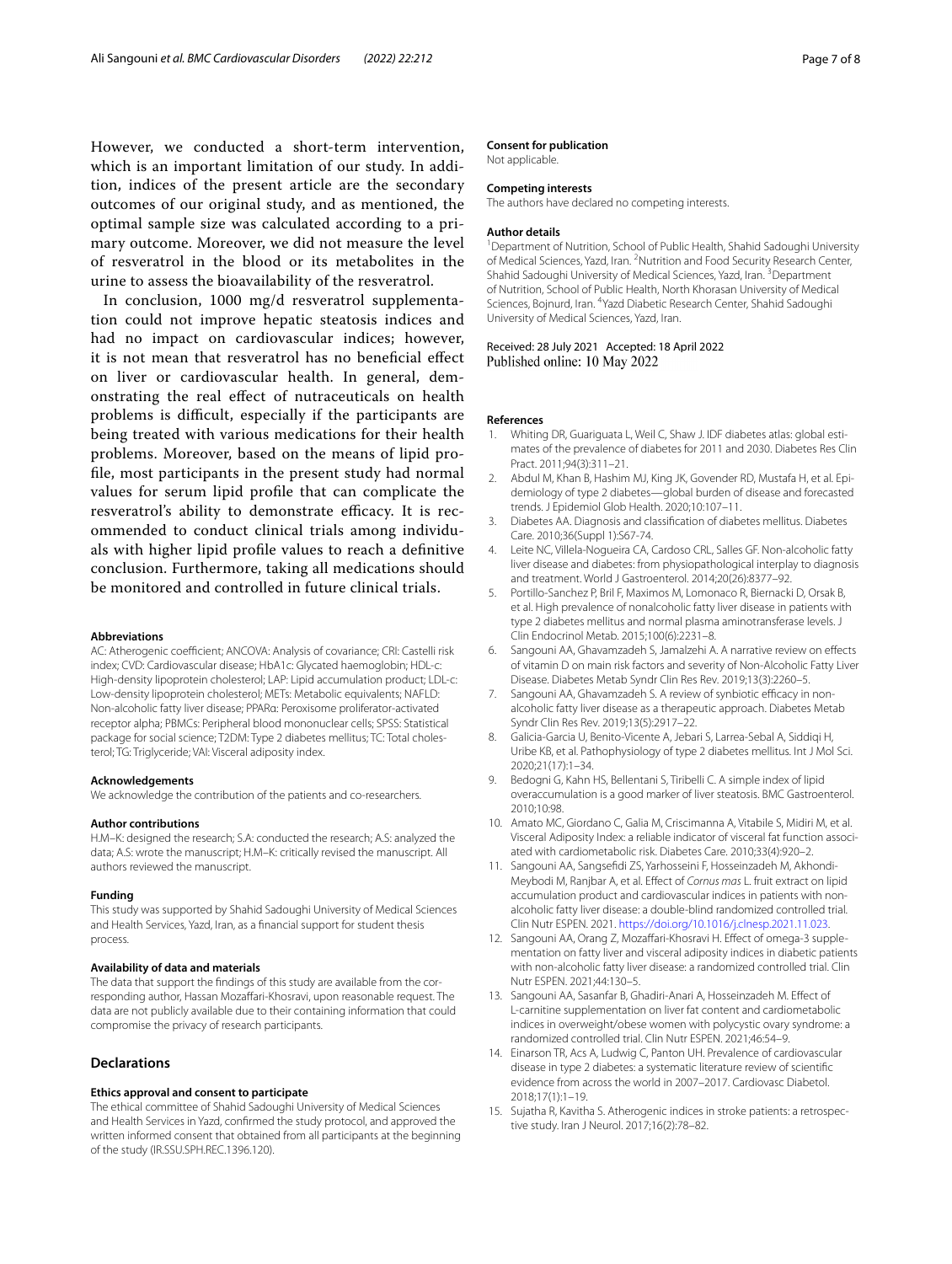However, we conducted a short-term intervention, which is an important limitation of our study. In addition, indices of the present article are the secondary outcomes of our original study, and as mentioned, the optimal sample size was calculated according to a primary outcome. Moreover, we did not measure the level of resveratrol in the blood or its metabolites in the urine to assess the bioavailability of the resveratrol.

In conclusion, 1000 mg/d resveratrol supplementation could not improve hepatic steatosis indices and had no impact on cardiovascular indices; however, it is not mean that resveratrol has no beneficial effect on liver or cardiovascular health. In general, demonstrating the real effect of nutraceuticals on health problems is difficult, especially if the participants are being treated with various medications for their health problems. Moreover, based on the means of lipid profile, most participants in the present study had normal values for serum lipid profile that can complicate the resveratrol's ability to demonstrate efficacy. It is recommended to conduct clinical trials among individuals with higher lipid profile values to reach a definitive conclusion. Furthermore, taking all medications should be monitored and controlled in future clinical trials.

#### Abbreviations

AC: Atherogenic coefficient; ANCOVA: Analysis of covariance; CRI: Castelli risk index; CVD: Cardiovascular disease; HbA1c: Glycated haemoglobin; HDL-c: High-density lipoprotein cholesterol; LAP: Lipid accumulation product; LDL-c: Low-density lipoprotein cholesterol; METs: Metabolic equivalents; NAFLD: Non-alcoholic fatty liver disease; PPARα: Peroxisome proliferator-activated receptor alpha; PBMCs: Peripheral blood mononuclear cells; SPSS: Statistical package for social science; T2DM: Type 2 diabetes mellitus; TC: Total cholesterol; TG: Triglyceride; VAI: Visceral adiposity index.

#### Acknowledgements

We acknowledge the contribution of the patients and co-researchers.

#### Author contributions

H.M–K: designed the research; S.A: conducted the research; A.S: analyzed the data; A.S: wrote the manuscript; H.M–K: critically revised the manuscript. All authors reviewed the manuscript.

#### Funding

This study was supported by Shahid Sadoughi University of Medical Sciences and Health Services, Yazd, Iran, as a financial support for student thesis process.

#### Availability of data and materials

The data that support the findings of this study are available from the corresponding author, Hassan Mozaffari-Khosravi, upon reasonable request. The data are not publicly available due to their containing information that could compromise the privacy of research participants.

## Declarations

#### Ethics approval and consent to participate

The ethical committee of Shahid Sadoughi University of Medical Sciences and Health Services in Yazd, confirmed the study protocol, and approved the written informed consent that obtained from all participants at the beginning of the study (IR.SSU.SPH.REC.1396.120).

#### Consent for publication

Not applicable.

#### Competing interests

The authors have declared no competing interests.

#### Author details

[1]Department of Nutrition, School of Public Health, Shahid Sadoughi University of Medical Sciences, Yazd, Iran. [2]Nutrition and Food Security Research Center, Shahid Sadoughi University of Medical Sciences, Yazd, Iran. [3]Department of Nutrition, School of Public Health, North Khorasan University of Medical Sciences, Bojnurd, Iran. [4]Yazd Diabetic Research Center, Shahid Sadoughi University of Medical Sciences, Yazd, Iran.

Received: 28 July 2021 Accepted: 18 April 2022
Published online: 10 May 2022

#### References

1. Whiting DR, Guariguata L, Weil C, Shaw J. IDF diabetes atlas: global estimates of the prevalence of diabetes for 2011 and 2030. Diabetes Res Clin Pract. 2011;94(3):311–21.
2. Abdul M, Khan B, Hashim MJ, King JK, Govender RD, Mustafa H, et al. Epidemiology of type 2 diabetes—global burden of disease and forecasted trends. J Epidemiol Glob Health. 2020;10:107–11.
3. Diabetes AA. Diagnosis and classification of diabetes mellitus. Diabetes Care. 2010;36(Suppl 1):S67-74.
4. Leite NC, Villela-Nogueira CA, Cardoso CRL, Salles GF. Non-alcoholic fatty liver disease and diabetes: from physiopathological interplay to diagnosis and treatment. World J Gastroenterol. 2014;20(26):8377–92.
5. Portillo-Sanchez P, Bril F, Maximos M, Lomonaco R, Biernacki D, Orsak B, et al. High prevalence of nonalcoholic fatty liver disease in patients with type 2 diabetes mellitus and normal plasma aminotransferase levels. J Clin Endocrinol Metab. 2015;100(6):2231–8.
6. Sangouni AA, Ghavamzadeh S, Jamalzehi A. A narrative review on effects of vitamin D on main risk factors and severity of Non-Alcoholic Fatty Liver Disease. Diabetes Metab Syndr Clin Res Rev. 2019;13(3):2260–5.
7. Sangouni AA, Ghavamzadeh S. A review of synbiotic efficacy in non-alcoholic fatty liver disease as a therapeutic approach. Diabetes Metab Syndr Clin Res Rev. 2019;13(5):2917–22.
8. Galicia-Garcia U, Benito-Vicente A, Jebari S, Larrea-Sebal A, Siddiqi H, Uribe KB, et al. Pathophysiology of type 2 diabetes mellitus. Int J Mol Sci. 2020;21(17):1–34.
9. Bedogni G, Kahn HS, Bellentani S, Tiribelli C. A simple index of lipid overaccumulation is a good marker of liver steatosis. BMC Gastroenterol. 2010;10:98.
10. Amato MC, Giordano C, Galia M, Criscimanna A, Vitabile S, Midiri M, et al. Visceral Adiposity Index: a reliable indicator of visceral fat function associated with cardiometabolic risk. Diabetes Care. 2010;33(4):920–2.
11. Sangouni AA, Sangsefidi ZS, Yarhosseini F, Hosseinzadeh M, Akhondi-Meybodi M, Ranjbar A, et al. Effect of *Cornus mas* L. fruit extract on lipid accumulation product and cardiovascular indices in patients with non-alcoholic fatty liver disease: a double-blind randomized controlled trial. Clin Nutr ESPEN. 2021. https://doi.org/10.1016/j.clnesp.2021.11.023.
12. Sangouni AA, Orang Z, Mozaffari-Khosravi H. Effect of omega-3 supplementation on fatty liver and visceral adiposity indices in diabetic patients with non-alcoholic fatty liver disease: a randomized controlled trial. Clin Nutr ESPEN. 2021;44:130–5.
13. Sangouni AA, Sasanfar B, Ghadiri-Anari A, Hosseinzadeh M. Effect of L-carnitine supplementation on liver fat content and cardiometabolic indices in overweight/obese women with polycystic ovary syndrome: a randomized controlled trial. Clin Nutr ESPEN. 2021;46:54–9.
14. Einarson TR, Acs A, Ludwig C, Panton UH. Prevalence of cardiovascular disease in type 2 diabetes: a systematic literature review of scientific evidence from across the world in 2007–2017. Cardiovasc Diabetol. 2018;17(1):1–19.
15. Sujatha R, Kavitha S. Atherogenic indices in stroke patients: a retrospective study. Iran J Neurol. 2017;16(2):78–82.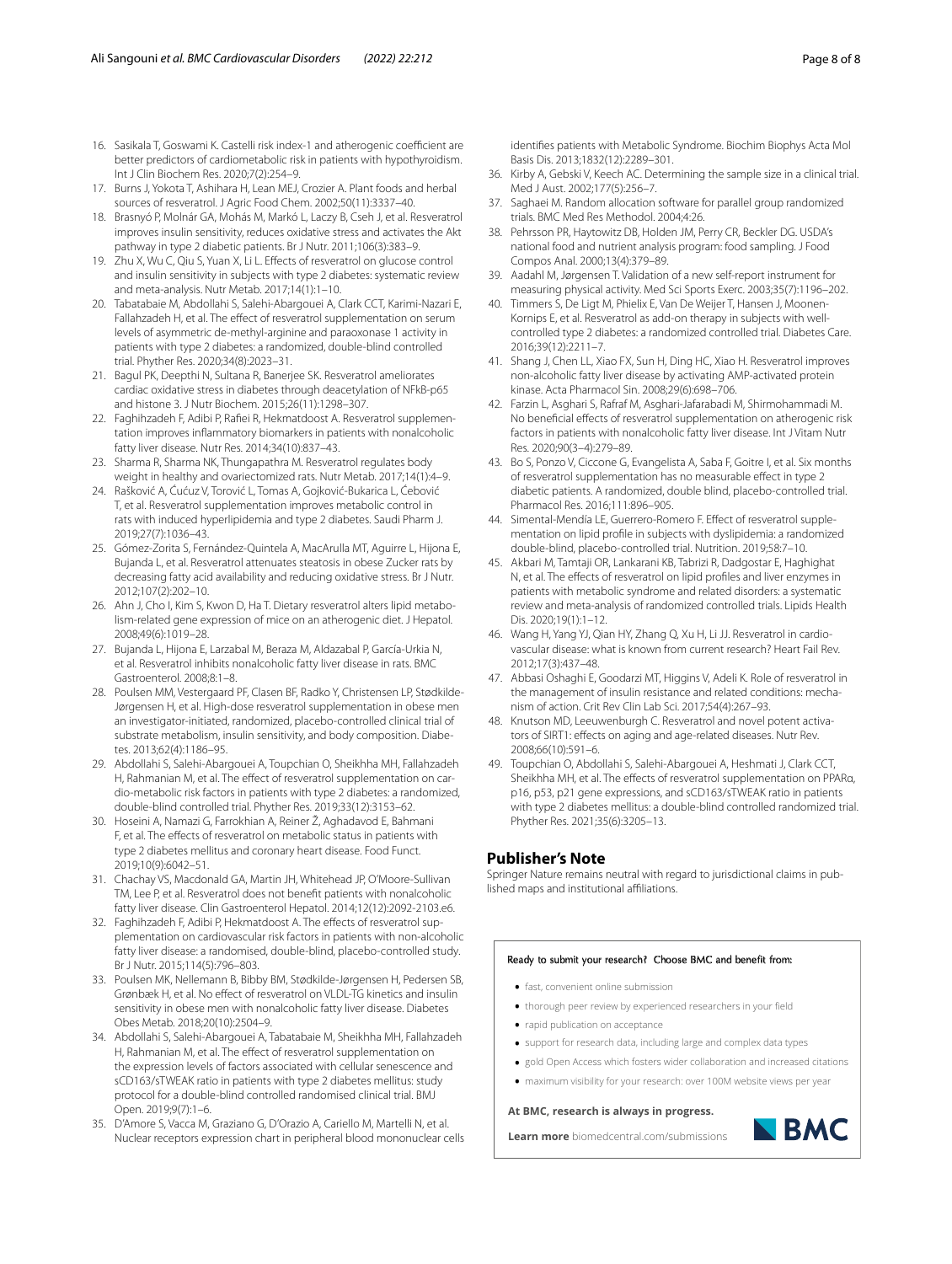16. Sasikala T, Goswami K. Castelli risk index-1 and atherogenic coefficient are better predictors of cardiometabolic risk in patients with hypothyroidism. Int J Clin Biochem Res. 2020;7(2):254–9.
17. Burns J, Yokota T, Ashihara H, Lean MEJ, Crozier A. Plant foods and herbal sources of resveratrol. J Agric Food Chem. 2002;50(11):3337–40.
18. Brasnyó P, Molnár GA, Mohás M, Markó L, Laczy B, Cseh J, et al. Resveratrol improves insulin sensitivity, reduces oxidative stress and activates the Akt pathway in type 2 diabetic patients. Br J Nutr. 2011;106(3):383–9.
19. Zhu X, Wu C, Qiu S, Yuan X, Li L. Effects of resveratrol on glucose control and insulin sensitivity in subjects with type 2 diabetes: systematic review and meta-analysis. Nutr Metab. 2017;14(1):1–10.
20. Tabatabaie M, Abdollahi S, Salehi-Abargouei A, Clark CCT, Karimi-Nazari E, Fallahzadeh H, et al. The effect of resveratrol supplementation on serum levels of asymmetric de-methyl-arginine and paraoxonase 1 activity in patients with type 2 diabetes: a randomized, double-blind controlled trial. Phyther Res. 2020;34(8):2023–31.
21. Bagul PK, Deepthi N, Sultana R, Banerjee SK. Resveratrol ameliorates cardiac oxidative stress in diabetes through deacetylation of NFkB-p65 and histone 3. J Nutr Biochem. 2015;26(11):1298–307.
22. Faghihzadeh F, Adibi P, Rafiei R, Hekmatdoost A. Resveratrol supplementation improves inflammatory biomarkers in patients with nonalcoholic fatty liver disease. Nutr Res. 2014;34(10):837–43.
23. Sharma R, Sharma NK, Thungapathra M. Resveratrol regulates body weight in healthy and ovariectomized rats. Nutr Metab. 2017;14(1):4–9.
24. Rašković A, Ćućuz V, Torović L, Tomas A, Gojković-Bukarica L, Ćebović T, et al. Resveratrol supplementation improves metabolic control in rats with induced hyperlipidemia and type 2 diabetes. Saudi Pharm J. 2019;27(7):1036–43.
25. Gómez-Zorita S, Fernández-Quintela A, MacArulla MT, Aguirre L, Hijona E, Bujanda L, et al. Resveratrol attenuates steatosis in obese Zucker rats by decreasing fatty acid availability and reducing oxidative stress. Br J Nutr. 2012;107(2):202–10.
26. Ahn J, Cho I, Kim S, Kwon D, Ha T. Dietary resveratrol alters lipid metabolism-related gene expression of mice on an atherogenic diet. J Hepatol. 2008;49(6):1019–28.
27. Bujanda L, Hijona E, Larzabal M, Beraza M, Aldazabal P, García-Urkia N, et al. Resveratrol inhibits nonalcoholic fatty liver disease in rats. BMC Gastroenterol. 2008;8:1–8.
28. Poulsen MM, Vestergaard PF, Clasen BF, Radko Y, Christensen LP, Stødkilde-Jørgensen H, et al. High-dose resveratrol supplementation in obese men an investigator-initiated, randomized, placebo-controlled clinical trial of substrate metabolism, insulin sensitivity, and body composition. Diabetes. 2013;62(4):1186–95.
29. Abdollahi S, Salehi-Abargouei A, Toupchian O, Sheikhha MH, Fallahzadeh H, Rahmanian M, et al. The effect of resveratrol supplementation on cardio-metabolic risk factors in patients with type 2 diabetes: a randomized, double-blind controlled trial. Phyther Res. 2019;33(12):3153–62.
30. Hoseini A, Namazi G, Farrokhian A, Reiner Ž, Aghadavod E, Bahmani F, et al. The effects of resveratrol on metabolic status in patients with type 2 diabetes mellitus and coronary heart disease. Food Funct. 2019;10(9):6042–51.
31. Chachay VS, Macdonald GA, Martin JH, Whitehead JP, O'Moore-Sullivan TM, Lee P, et al. Resveratrol does not benefit patients with nonalcoholic fatty liver disease. Clin Gastroenterol Hepatol. 2014;12(12):2092-2103.e6.
32. Faghihzadeh F, Adibi P, Hekmatdoost A. The effects of resveratrol supplementation on cardiovascular risk factors in patients with non-alcoholic fatty liver disease: a randomised, double-blind, placebo-controlled study. Br J Nutr. 2015;114(5):796–803.
33. Poulsen MK, Nellemann B, Bibby BM, Stødkilde-Jørgensen H, Pedersen SB, Grønbæk H, et al. No effect of resveratrol on VLDL-TG kinetics and insulin sensitivity in obese men with nonalcoholic fatty liver disease. Diabetes Obes Metab. 2018;20(10):2504–9.
34. Abdollahi S, Salehi-Abargouei A, Tabatabaie M, Sheikhha MH, Fallahzadeh H, Rahmanian M, et al. The effect of resveratrol supplementation on the expression levels of factors associated with cellular senescence and sCD163/sTWEAK ratio in patients with type 2 diabetes mellitus: study protocol for a double-blind controlled randomised clinical trial. BMJ Open. 2019;9(7):1–6.
35. D'Amore S, Vacca M, Graziano G, D'Orazio A, Cariello M, Martelli N, et al. Nuclear receptors expression chart in peripheral blood mononuclear cells identifies patients with Metabolic Syndrome. Biochim Biophys Acta Mol Basis Dis. 2013;1832(12):2289–301.
36. Kirby A, Gebski V, Keech AC. Determining the sample size in a clinical trial. Med J Aust. 2002;177(5):256–7.
37. Saghaei M. Random allocation software for parallel group randomized trials. BMC Med Res Methodol. 2004;4:26.
38. Pehrsson PR, Haytowitz DB, Holden JM, Perry CR, Beckler DG. USDA's national food and nutrient analysis program: food sampling. J Food Compos Anal. 2000;13(4):379–89.
39. Aadahl M, Jørgensen T. Validation of a new self-report instrument for measuring physical activity. Med Sci Sports Exerc. 2003;35(7):1196–202.
40. Timmers S, De Ligt M, Phielix E, Van De Weijer T, Hansen J, Moonen-Kornips E, et al. Resveratrol as add-on therapy in subjects with well-controlled type 2 diabetes: a randomized controlled trial. Diabetes Care. 2016;39(12):2211–7.
41. Shang J, Chen LL, Xiao FX, Sun H, Ding HC, Xiao H. Resveratrol improves non-alcoholic fatty liver disease by activating AMP-activated protein kinase. Acta Pharmacol Sin. 2008;29(6):698–706.
42. Farzin L, Asghari S, Rafraf M, Asghari-Jafarabadi M, Shirmohammadi M. No beneficial effects of resveratrol supplementation on atherogenic risk factors in patients with nonalcoholic fatty liver disease. Int J Vitam Nutr Res. 2020;90(3–4):279–89.
43. Bo S, Ponzo V, Ciccone G, Evangelista A, Saba F, Goitre I, et al. Six months of resveratrol supplementation has no measurable effect in type 2 diabetic patients. A randomized, double blind, placebo-controlled trial. Pharmacol Res. 2016;111:896–905.
44. Simental-Mendía LE, Guerrero-Romero F. Effect of resveratrol supplementation on lipid profile in subjects with dyslipidemia: a randomized double-blind, placebo-controlled trial. Nutrition. 2019;58:7–10.
45. Akbari M, Tamtaji OR, Lankarani KB, Tabrizi R, Dadgostar E, Haghighat N, et al. The effects of resveratrol on lipid profiles and liver enzymes in patients with metabolic syndrome and related disorders: a systematic review and meta-analysis of randomized controlled trials. Lipids Health Dis. 2020;19(1):1–12.
46. Wang H, Yang YJ, Qian HY, Zhang Q, Xu H, Li JJ. Resveratrol in cardiovascular disease: what is known from current research? Heart Fail Rev. 2012;17(3):437–48.
47. Abbasi Oshaghi E, Goodarzi MT, Higgins V, Adeli K. Role of resveratrol in the management of insulin resistance and related conditions: mechanism of action. Crit Rev Clin Lab Sci. 2017;54(4):267–93.
48. Knutson MD, Leeuwenburgh C. Resveratrol and novel potent activators of SIRT1: effects on aging and age-related diseases. Nutr Rev. 2008;66(10):591–6.
49. Toupchian O, Abdollahi S, Salehi-Abargouei A, Heshmati J, Clark CCT, Sheikhha MH, et al. The effects of resveratrol supplementation on PPARα, p16, p53, p21 gene expressions, and sCD163/sTWEAK ratio in patients with type 2 diabetes mellitus: a double-blind controlled randomized trial. Phyther Res. 2021;35(6):3205–13.

## Publisher's Note

Springer Nature remains neutral with regard to jurisdictional claims in published maps and institutional affiliations.